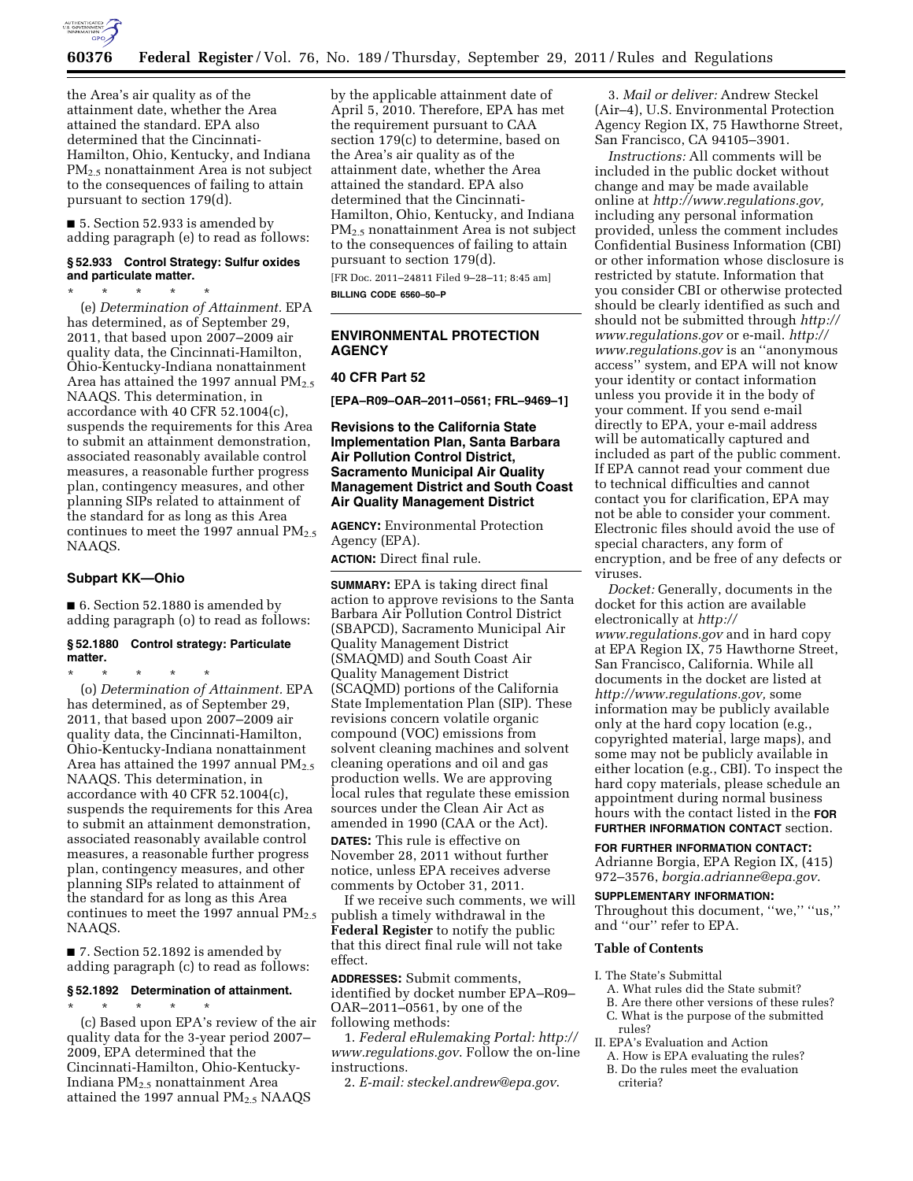the Area's air quality as of the attainment date, whether the Area attained the standard. EPA also determined that the Cincinnati-Hamilton, Ohio, Kentucky, and Indiana $PM_{2.5}$ nonattainment Area is not subject to the consequences of failing to attain pursuant to section 179(d).

■ 5. Section 52.933 is amended by adding paragraph (e) to read as follows:

**§ 52.933 Control Strategy: Sulfur oxides and particulate matter.**

\* \* \* \* \*

(e) *Determination of Attainment.* EPA has determined, as of September 29, 2011, that based upon 2007–2009 air quality data, the Cincinnati-Hamilton, Ohio-Kentucky-Indiana nonattainment Area has attained the 1997 annual $PM_{2.5}$ NAAQS. This determination, in accordance with 40 CFR 52.1004(c), suspends the requirements for this Area to submit an attainment demonstration, associated reasonably available control measures, a reasonable further progress plan, contingency measures, and other planning SIPs related to attainment of the standard for as long as this Area continues to meet the 1997 annual $PM_{2.5}$ NAAQS.

### Subpart KK—Ohio

■ 6. Section 52.1880 is amended by adding paragraph (o) to read as follows:

**§ 52.1880 Control strategy: Particulate matter.**

\* \* \* \* \*

(o) *Determination of Attainment.* EPA has determined, as of September 29, 2011, that based upon 2007–2009 air quality data, the Cincinnati-Hamilton, Ohio-Kentucky-Indiana nonattainment Area has attained the 1997 annual $PM_{2.5}$ NAAQS. This determination, in accordance with 40 CFR 52.1004(c), suspends the requirements for this Area to submit an attainment demonstration, associated reasonably available control measures, a reasonable further progress plan, contingency measures, and other planning SIPs related to attainment of the standard for as long as this Area continues to meet the 1997 annual $PM_{2.5}$ NAAQS.

■ 7. Section 52.1892 is amended by adding paragraph (c) to read as follows:

**§ 52.1892 Determination of attainment.**

\* \* \* \* \*

(c) Based upon EPA's review of the air quality data for the 3-year period 2007–2009, EPA determined that the Cincinnati-Hamilton, Ohio-Kentucky-Indiana $PM_{2.5}$ nonattainment Area attained the 1997 annual $PM_{2.5}$ NAAQS by the applicable attainment date of April 5, 2010. Therefore, EPA has met the requirement pursuant to CAA section 179(c) to determine, based on the Area's air quality as of the attainment date, whether the Area attained the standard. EPA also determined that the Cincinnati-Hamilton, Ohio, Kentucky, and Indiana $PM_{2.5}$ nonattainment Area is not subject to the consequences of failing to attain pursuant to section 179(d).

[FR Doc. 2011–24811 Filed 9–28–11; 8:45 am]

**BILLING CODE 6560–50–P**

---

## ENVIRONMENTAL PROTECTION AGENCY

### 40 CFR Part 52

**[EPA–R09–OAR–2011–0561; FRL–9469–1]**

### Revisions to the California State Implementation Plan, Santa Barbara Air Pollution Control District, Sacramento Municipal Air Quality Management District and South Coast Air Quality Management District

**AGENCY:** Environmental Protection Agency (EPA).

**ACTION:** Direct final rule.

**SUMMARY:** EPA is taking direct final action to approve revisions to the Santa Barbara Air Pollution Control District (SBAPCD), Sacramento Municipal Air Quality Management District (SMAQMD) and South Coast Air Quality Management District (SCAQMD) portions of the California State Implementation Plan (SIP). These revisions concern volatile organic compound (VOC) emissions from solvent cleaning machines and solvent cleaning operations and oil and gas production wells. We are approving local rules that regulate these emission sources under the Clean Air Act as amended in 1990 (CAA or the Act).

**DATES:** This rule is effective on November 28, 2011 without further notice, unless EPA receives adverse comments by October 31, 2011.

If we receive such comments, we will publish a timely withdrawal in the **Federal Register** to notify the public that this direct final rule will not take effect.

**ADDRESSES:** Submit comments, identified by docket number EPA–R09–OAR–2011–0561, by one of the following methods:

1. *Federal eRulemaking Portal: http://www.regulations.gov.* Follow the on-line instructions.

2. *E-mail: steckel.andrew@epa.gov.*

3. *Mail or deliver:* Andrew Steckel (Air–4), U.S. Environmental Protection Agency Region IX, 75 Hawthorne Street, San Francisco, CA 94105–3901.

*Instructions:* All comments will be included in the public docket without change and may be made available online at *http://www.regulations.gov,* including any personal information provided, unless the comment includes Confidential Business Information (CBI) or other information whose disclosure is restricted by statute. Information that you consider CBI or otherwise protected should be clearly identified as such and should not be submitted through *http://www.regulations.gov* or e-mail. *http://www.regulations.gov* is an ''anonymous access'' system, and EPA will not know your identity or contact information unless you provide it in the body of your comment. If you send e-mail directly to EPA, your e-mail address will be automatically captured and included as part of the public comment. If EPA cannot read your comment due to technical difficulties and cannot contact you for clarification, EPA may not be able to consider your comment. Electronic files should avoid the use of special characters, any form of encryption, and be free of any defects or viruses.

*Docket:* Generally, documents in the docket for this action are available electronically at *http://www.regulations.gov* and in hard copy at EPA Region IX, 75 Hawthorne Street, San Francisco, California. While all documents in the docket are listed at *http://www.regulations.gov,* some information may be publicly available only at the hard copy location (e.g., copyrighted material, large maps), and some may not be publicly available in either location (e.g., CBI). To inspect the hard copy materials, please schedule an appointment during normal business hours with the contact listed in the **FOR FURTHER INFORMATION CONTACT** section.

**FOR FURTHER INFORMATION CONTACT:** Adrianne Borgia, EPA Region IX, (415) 972–3576, *borgia.adrianne@epa.gov.*

**SUPPLEMENTARY INFORMATION:** Throughout this document, ''we,'' ''us,'' and ''our'' refer to EPA.

**Table of Contents**

- I. The State's Submittal
  - A. What rules did the State submit?
  - B. Are there other versions of these rules?
  - C. What is the purpose of the submitted rules?
- II. EPA's Evaluation and Action
  - A. How is EPA evaluating the rules?
  - B. Do the rules meet the evaluation criteria?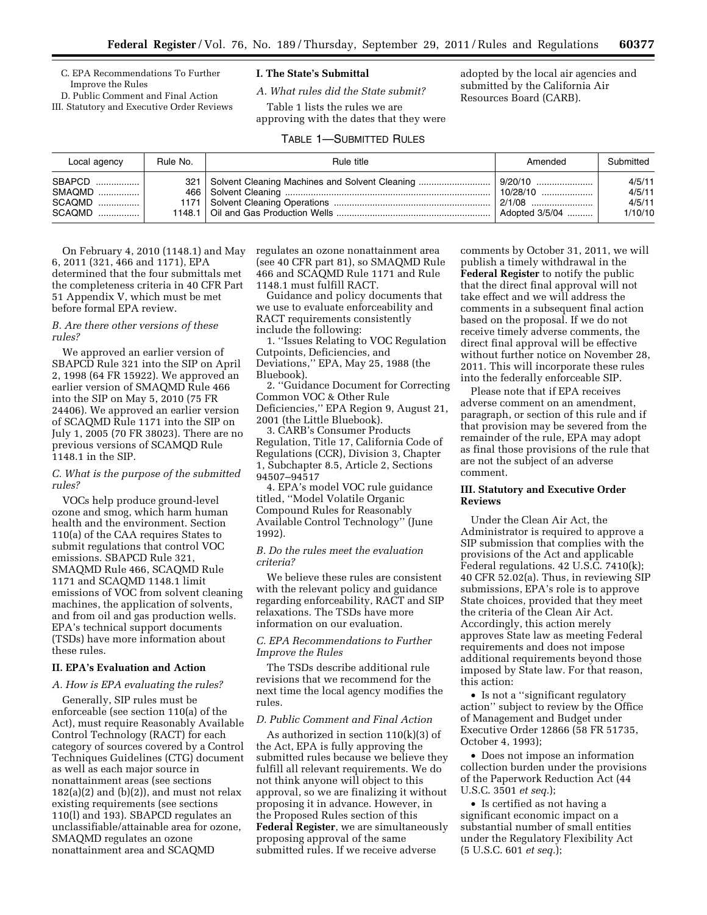C. EPA Recommendations To Further Improve the Rules
D. Public Comment and Final Action
III. Statutory and Executive Order Reviews

## I. The State's Submittal

### A. What rules did the State submit?

Table 1 lists the rules we are approving with the dates that they were adopted by the local air agencies and submitted by the California Air Resources Board (CARB).

TABLE 1—SUBMITTED RULES

| Local agency | Rule No. | Rule title | Amended | Submitted |
|---|---|---|---|---|
| SBAPCD | 321 | Solvent Cleaning Machines and Solvent Cleaning | 9/20/10 | 4/5/11 |
| SMAQMD | 466 | Solvent Cleaning | 10/28/10 | 4/5/11 |
| SCAQMD | 1171 | Solvent Cleaning Operations | 2/1/08 | 4/5/11 |
| SCAQMD | 1148.1 | Oil and Gas Production Wells | Adopted 3/5/04 | 1/10/10 |

On February 4, 2010 (1148.1) and May 6, 2011 (321, 466 and 1171), EPA determined that the four submittals met the completeness criteria in 40 CFR Part 51 Appendix V, which must be met before formal EPA review.

### B. Are there other versions of these rules?

We approved an earlier version of SBAPCD Rule 321 into the SIP on April 2, 1998 (64 FR 15922). We approved an earlier version of SMAQMD Rule 466 into the SIP on May 5, 2010 (75 FR 24406). We approved an earlier version of SCAQMD Rule 1171 into the SIP on July 1, 2005 (70 FR 38023). There are no previous versions of SCAMQD Rule 1148.1 in the SIP.

### C. What is the purpose of the submitted rules?

VOCs help produce ground-level ozone and smog, which harm human health and the environment. Section 110(a) of the CAA requires States to submit regulations that control VOC emissions. SBAPCD Rule 321, SMAQMD Rule 466, SCAQMD Rule 1171 and SCAQMD 1148.1 limit emissions of VOC from solvent cleaning machines, the application of solvents, and from oil and gas production wells. EPA's technical support documents (TSDs) have more information about these rules.

## II. EPA's Evaluation and Action

### A. How is EPA evaluating the rules?

Generally, SIP rules must be enforceable (see section 110(a) of the Act), must require Reasonably Available Control Technology (RACT) for each category of sources covered by a Control Techniques Guidelines (CTG) document as well as each major source in nonattainment areas (see sections 182(a)(2) and (b)(2)), and must not relax existing requirements (see sections 110(l) and 193). SBAPCD regulates an unclassifiable/attainable area for ozone, SMAQMD regulates an ozone nonattainment area and SCAQMD regulates an ozone nonattainment area (see 40 CFR part 81), so SMAQMD Rule 466 and SCAQMD Rule 1171 and Rule 1148.1 must fulfill RACT.

Guidance and policy documents that we use to evaluate enforceability and RACT requirements consistently include the following:

1. "Issues Relating to VOC Regulation Cutpoints, Deficiencies, and Deviations," EPA, May 25, 1988 (the Bluebook).
2. "Guidance Document for Correcting Common VOC & Other Rule Deficiencies," EPA Region 9, August 21, 2001 (the Little Bluebook).
3. CARB's Consumer Products Regulation, Title 17, California Code of Regulations (CCR), Division 3, Chapter 1, Subchapter 8.5, Article 2, Sections 94507–94517
4. EPA's model VOC rule guidance titled, "Model Volatile Organic Compound Rules for Reasonably Available Control Technology" (June 1992).

### B. Do the rules meet the evaluation criteria?

We believe these rules are consistent with the relevant policy and guidance regarding enforceability, RACT and SIP relaxations. The TSDs have more information on our evaluation.

### C. EPA Recommendations to Further Improve the Rules

The TSDs describe additional rule revisions that we recommend for the next time the local agency modifies the rules.

### D. Public Comment and Final Action

As authorized in section 110(k)(3) of the Act, EPA is fully approving the submitted rules because we believe they fulfill all relevant requirements. We do not think anyone will object to this approval, so we are finalizing it without proposing it in advance. However, in the Proposed Rules section of this **Federal Register**, we are simultaneously proposing approval of the same submitted rules. If we receive adverse comments by October 31, 2011, we will publish a timely withdrawal in the **Federal Register** to notify the public that the direct final approval will not take effect and we will address the comments in a subsequent final action based on the proposal. If we do not receive timely adverse comments, the direct final approval will be effective without further notice on November 28, 2011. This will incorporate these rules into the federally enforceable SIP.

Please note that if EPA receives adverse comment on an amendment, paragraph, or section of this rule and if that provision may be severed from the remainder of the rule, EPA may adopt as final those provisions of the rule that are not the subject of an adverse comment.

## III. Statutory and Executive Order Reviews

Under the Clean Air Act, the Administrator is required to approve a SIP submission that complies with the provisions of the Act and applicable Federal regulations. 42 U.S.C. 7410(k); 40 CFR 52.02(a). Thus, in reviewing SIP submissions, EPA's role is to approve State choices, provided that they meet the criteria of the Clean Air Act. Accordingly, this action merely approves State law as meeting Federal requirements and does not impose additional requirements beyond those imposed by State law. For that reason, this action:

- Is not a "significant regulatory action" subject to review by the Office of Management and Budget under Executive Order 12866 (58 FR 51735, October 4, 1993);
- Does not impose an information collection burden under the provisions of the Paperwork Reduction Act (44 U.S.C. 3501 *et seq.*);
- Is certified as not having a significant economic impact on a substantial number of small entities under the Regulatory Flexibility Act (5 U.S.C. 601 *et seq.*);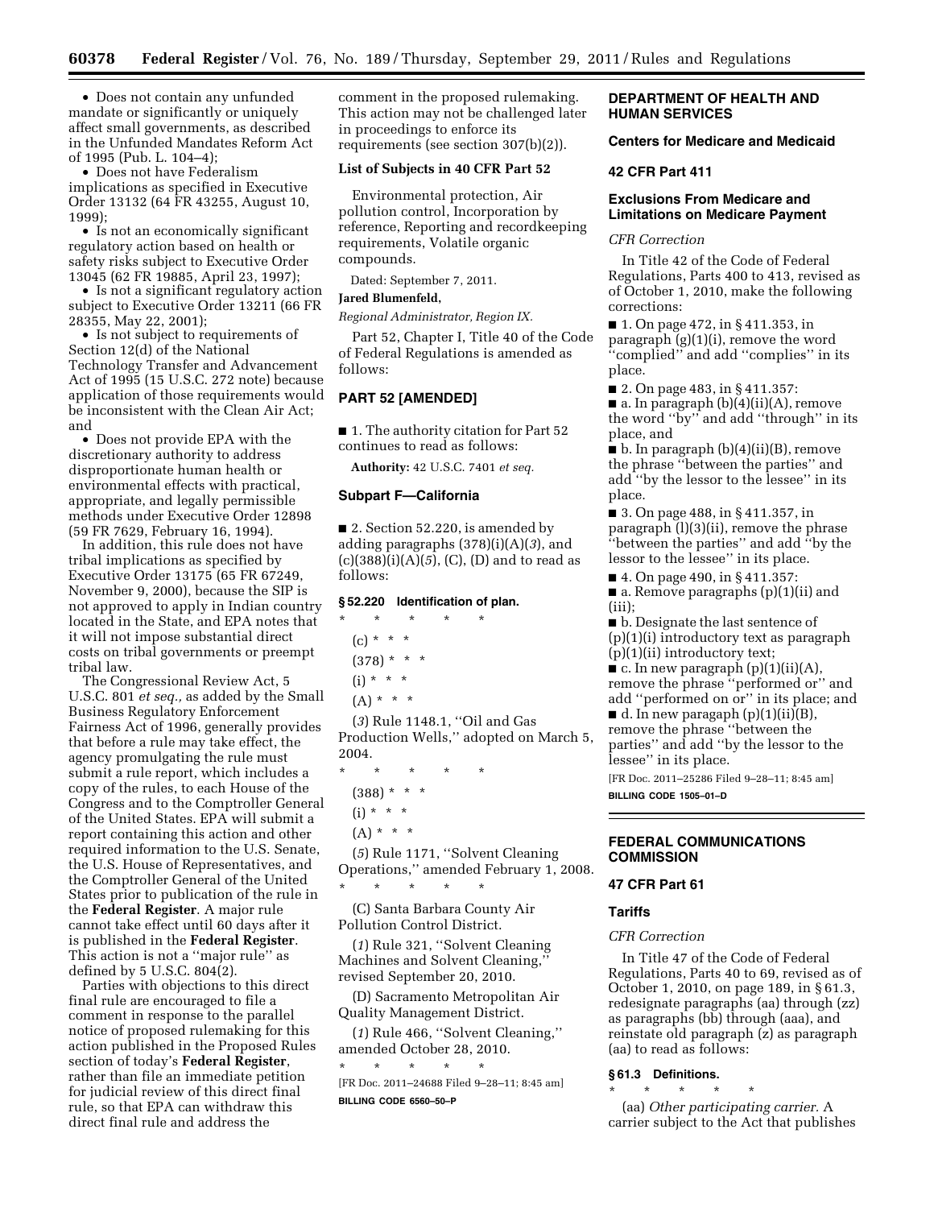- Does not contain any unfunded mandate or significantly or uniquely affect small governments, as described in the Unfunded Mandates Reform Act of 1995 (Pub. L. 104–4);
- Does not have Federalism implications as specified in Executive Order 13132 (64 FR 43255, August 10, 1999);
- Is not an economically significant regulatory action based on health or safety risks subject to Executive Order 13045 (62 FR 19885, April 23, 1997);
- Is not a significant regulatory action subject to Executive Order 13211 (66 FR 28355, May 22, 2001);
- Is not subject to requirements of Section 12(d) of the National Technology Transfer and Advancement Act of 1995 (15 U.S.C. 272 note) because application of those requirements would be inconsistent with the Clean Air Act; and
- Does not provide EPA with the discretionary authority to address disproportionate human health or environmental effects with practical, appropriate, and legally permissible methods under Executive Order 12898 (59 FR 7629, February 16, 1994).

In addition, this rule does not have tribal implications as specified by Executive Order 13175 (65 FR 67249, November 9, 2000), because the SIP is not approved to apply in Indian country located in the State, and EPA notes that it will not impose substantial direct costs on tribal governments or preempt tribal law.

The Congressional Review Act, 5 U.S.C. 801 *et seq.,* as added by the Small Business Regulatory Enforcement Fairness Act of 1996, generally provides that before a rule may take effect, the agency promulgating the rule must submit a rule report, which includes a copy of the rules, to each House of the Congress and to the Comptroller General of the United States. EPA will submit a report containing this action and other required information to the U.S. Senate, the U.S. House of Representatives, and the Comptroller General of the United States prior to publication of the rule in the **Federal Register**. A major rule cannot take effect until 60 days after it is published in the **Federal Register**. This action is not a ''major rule'' as defined by 5 U.S.C. 804(2).

Parties with objections to this direct final rule are encouraged to file a comment in response to the parallel notice of proposed rulemaking for this action published in the Proposed Rules section of today's **Federal Register**, rather than file an immediate petition for judicial review of this direct final rule, so that EPA can withdraw this direct final rule and address the comment in the proposed rulemaking. This action may not be challenged later in proceedings to enforce its requirements (see section 307(b)(2)).

**List of Subjects in 40 CFR Part 52**

Environmental protection, Air pollution control, Incorporation by reference, Reporting and recordkeeping requirements, Volatile organic compounds.

Dated: September 7, 2011.

**Jared Blumenfeld,**

*Regional Administrator, Region IX.*

Part 52, Chapter I, Title 40 of the Code of Federal Regulations is amended as follows:

## PART 52 [AMENDED]

■ 1. The authority citation for Part 52 continues to read as follows:

**Authority:** 42 U.S.C. 7401 *et seq.*

### Subpart F—California

■ 2. Section 52.220, is amended by adding paragraphs (378)(i)(A)(*3*), and (c)(388)(i)(A)(*5*), (C), (D) and to read as follows:

**§ 52.220 Identification of plan.**

\* \* \* \* \*

(c) \* \* \*

(378) \* \* \*

(i) \* \* \*

(A) \* \* \*

(*3*) Rule 1148.1, ''Oil and Gas Production Wells,'' adopted on March 5, 2004.

\* \* \* \* \*

(388) \* \* \*

(i) \* \* \*

(A) \* \* \*

(*5*) Rule 1171, ''Solvent Cleaning Operations,'' amended February 1, 2008.

\* \* \* \* \*

(C) Santa Barbara County Air Pollution Control District.

(*1*) Rule 321, ''Solvent Cleaning Machines and Solvent Cleaning,'' revised September 20, 2010.

(D) Sacramento Metropolitan Air Quality Management District.

(*1*) Rule 466, ''Solvent Cleaning,'' amended October 28, 2010.

\* \* \* \* \*

[FR Doc. 2011–24688 Filed 9–28–11; 8:45 am]

**BILLING CODE 6560–50–P**

## DEPARTMENT OF HEALTH AND HUMAN SERVICES

### Centers for Medicare and Medicaid

### 42 CFR Part 411

### Exclusions From Medicare and Limitations on Medicare Payment

*CFR Correction*

In Title 42 of the Code of Federal Regulations, Parts 400 to 413, revised as of October 1, 2010, make the following corrections:

■ 1. On page 472, in § 411.353, in paragraph (g)(1)(i), remove the word ''complied'' and add ''complies'' in its place.

■ 2. On page 483, in § 411.357:

■ a. In paragraph (b)(4)(ii)(A), remove the word ''by'' and add ''through'' in its place, and

■ b. In paragraph (b)(4)(ii)(B), remove the phrase ''between the parties'' and add ''by the lessor to the lessee'' in its place.

■ 3. On page 488, in § 411.357, in paragraph (l)(3)(ii), remove the phrase ''between the parties'' and add ''by the lessor to the lessee'' in its place.

■ 4. On page 490, in § 411.357:

■ a. Remove paragraphs (p)(1)(ii) and (iii);

■ b. Designate the last sentence of (p)(1)(i) introductory text as paragraph (p)(1)(ii) introductory text;

■ c. In new paragraph (p)(1)(ii)(A), remove the phrase ''performed or'' and add ''performed on or'' in its place; and

■ d. In new paragaph (p)(1)(ii)(B), remove the phrase ''between the parties'' and add ''by the lessor to the lessee'' in its place.

[FR Doc. 2011–25286 Filed 9–28–11; 8:45 am]

**BILLING CODE 1505–01–D**

## FEDERAL COMMUNICATIONS COMMISSION

### 47 CFR Part 61

### Tariffs

*CFR Correction*

In Title 47 of the Code of Federal Regulations, Parts 40 to 69, revised as of October 1, 2010, on page 189, in § 61.3, redesignate paragraphs (aa) through (zz) as paragraphs (bb) through (aaa), and reinstate old paragraph (z) as paragraph (aa) to read as follows:

**§ 61.3 Definitions.**

\* \* \* \* \*

(aa) *Other participating carrier.* A carrier subject to the Act that publishes